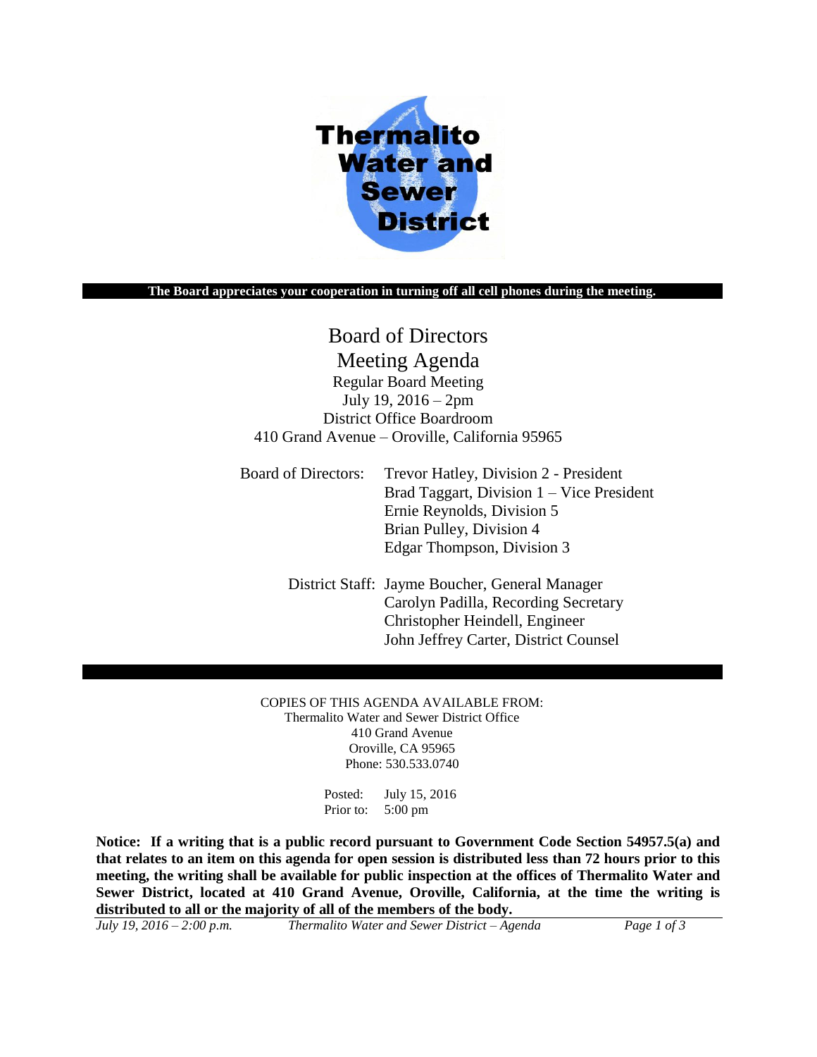Thermalito Water and Sewer District

**The Board appreciates your cooperation in turning off all cell phones during the meeting.**

# Board of Directors
# Meeting Agenda

Regular Board Meeting
July 19, 2016 – 2pm
District Office Boardroom
410 Grand Avenue – Oroville, California 95965

Board of Directors:
- Trevor Hatley, Division 2 - President
- Brad Taggart, Division 1 – Vice President
- Ernie Reynolds, Division 5
- Brian Pulley, Division 4
- Edgar Thompson, Division 3

District Staff:
- Jayme Boucher, General Manager
- Carolyn Padilla, Recording Secretary
- Christopher Heindell, Engineer
- John Jeffrey Carter, District Counsel

COPIES OF THIS AGENDA AVAILABLE FROM:
Thermalito Water and Sewer District Office
410 Grand Avenue
Oroville, CA 95965
Phone: 530.533.0740

Posted: July 15, 2016
Prior to: 5:00 pm

**Notice: If a writing that is a public record pursuant to Government Code Section 54957.5(a) and that relates to an item on this agenda for open session is distributed less than 72 hours prior to this meeting, the writing shall be available for public inspection at the offices of Thermalito Water and Sewer District, located at 410 Grand Avenue, Oroville, California, at the time the writing is distributed to all or the majority of all of the members of the body.**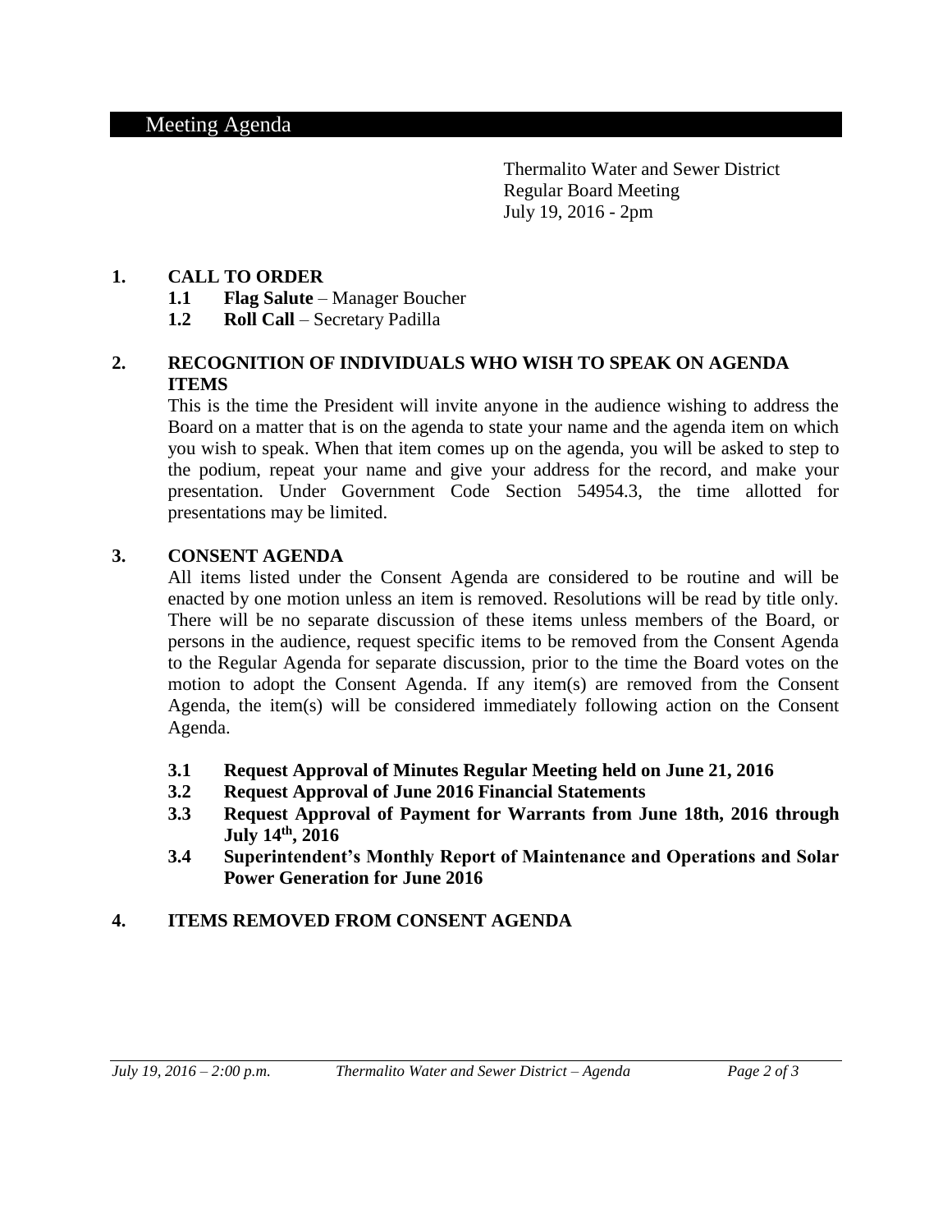## Meeting Agenda

Thermalito Water and Sewer District
Regular Board Meeting
July 19, 2016 - 2pm

### 1. CALL TO ORDER

- **1.1 Flag Salute** – Manager Boucher
- **1.2 Roll Call** – Secretary Padilla

### 2. RECOGNITION OF INDIVIDUALS WHO WISH TO SPEAK ON AGENDA ITEMS

This is the time the President will invite anyone in the audience wishing to address the Board on a matter that is on the agenda to state your name and the agenda item on which you wish to speak. When that item comes up on the agenda, you will be asked to step to the podium, repeat your name and give your address for the record, and make your presentation. Under Government Code Section 54954.3, the time allotted for presentations may be limited.

### 3. CONSENT AGENDA

All items listed under the Consent Agenda are considered to be routine and will be enacted by one motion unless an item is removed. Resolutions will be read by title only. There will be no separate discussion of these items unless members of the Board, or persons in the audience, request specific items to be removed from the Consent Agenda to the Regular Agenda for separate discussion, prior to the time the Board votes on the motion to adopt the Consent Agenda. If any item(s) are removed from the Consent Agenda, the item(s) will be considered immediately following action on the Consent Agenda.

- **3.1 Request Approval of Minutes Regular Meeting held on June 21, 2016**
- **3.2 Request Approval of June 2016 Financial Statements**
- **3.3 Request Approval of Payment for Warrants from June 18th, 2016 through July 14th, 2016**
- **3.4 Superintendent's Monthly Report of Maintenance and Operations and Solar Power Generation for June 2016**

### 4. ITEMS REMOVED FROM CONSENT AGENDA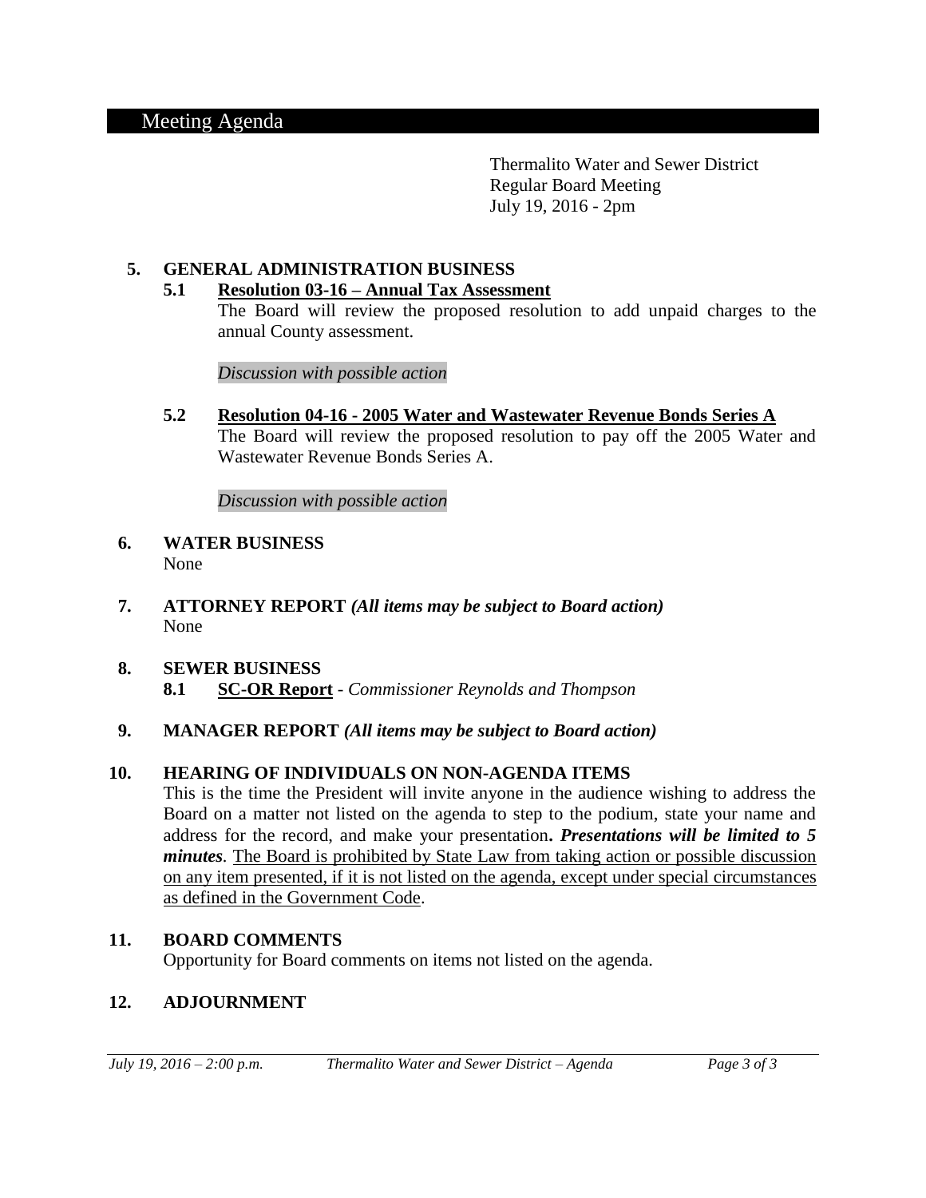# Meeting Agenda

Thermalito Water and Sewer District
Regular Board Meeting
July 19, 2016 - 2pm

**5. GENERAL ADMINISTRATION BUSINESS**

**5.1 Resolution 03-16 – Annual Tax Assessment**

The Board will review the proposed resolution to add unpaid charges to the annual County assessment.

*Discussion with possible action*

**5.2 Resolution 04-16 - 2005 Water and Wastewater Revenue Bonds Series A**

The Board will review the proposed resolution to pay off the 2005 Water and Wastewater Revenue Bonds Series A.

*Discussion with possible action*

**6. WATER BUSINESS**

None

**7. ATTORNEY REPORT** ***(All items may be subject to Board action)***

None

**8. SEWER BUSINESS**

**8.1 SC-OR Report** - *Commissioner Reynolds and Thompson*

**9. MANAGER REPORT** ***(All items may be subject to Board action)***

**10. HEARING OF INDIVIDUALS ON NON-AGENDA ITEMS**

This is the time the President will invite anyone in the audience wishing to address the Board on a matter not listed on the agenda to step to the podium, state your name and address for the record, and make your presentation**.** ***Presentations will be limited to 5 minutes***. The Board is prohibited by State Law from taking action or possible discussion on any item presented, if it is not listed on the agenda, except under special circumstances as defined in the Government Code.

**11. BOARD COMMENTS**

Opportunity for Board comments on items not listed on the agenda.

**12. ADJOURNMENT**